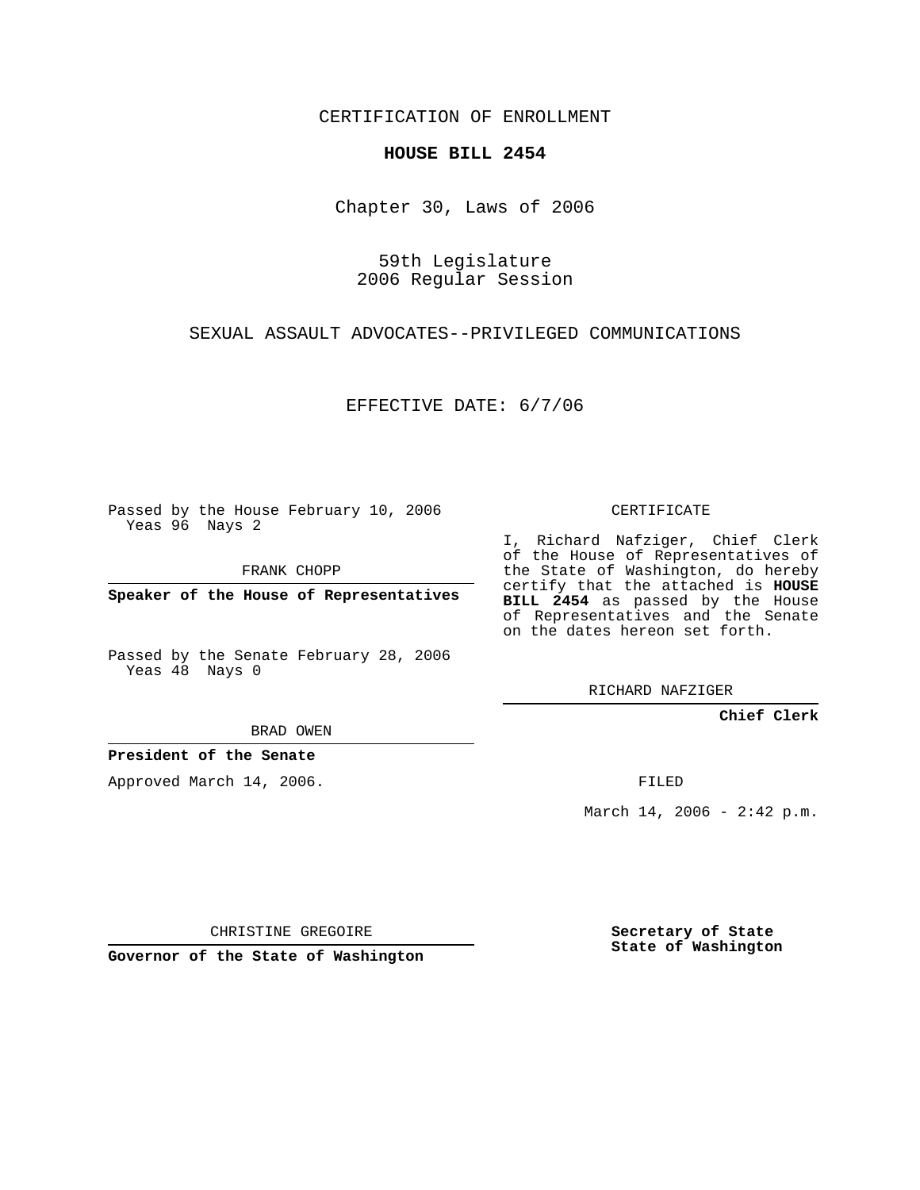CERTIFICATION OF ENROLLMENT

**HOUSE BILL 2454**

Chapter 30, Laws of 2006

59th Legislature
2006 Regular Session

SEXUAL ASSAULT ADVOCATES--PRIVILEGED COMMUNICATIONS

EFFECTIVE DATE: 6/7/06

Passed by the House February 10, 2006
Yeas 96 Nays 2

FRANK CHOPP

**Speaker of the House of Representatives**

Passed by the Senate February 28, 2006
Yeas 48 Nays 0

BRAD OWEN

**President of the Senate**

Approved March 14, 2006.

CHRISTINE GREGOIRE

**Governor of the State of Washington**

CERTIFICATE

I, Richard Nafziger, Chief Clerk of the House of Representatives of the State of Washington, do hereby certify that the attached is **HOUSE BILL 2454** as passed by the House of Representatives and the Senate on the dates hereon set forth.

RICHARD NAFZIGER

**Chief Clerk**

FILED

March 14, 2006 - 2:42 p.m.

**Secretary of State**
**State of Washington**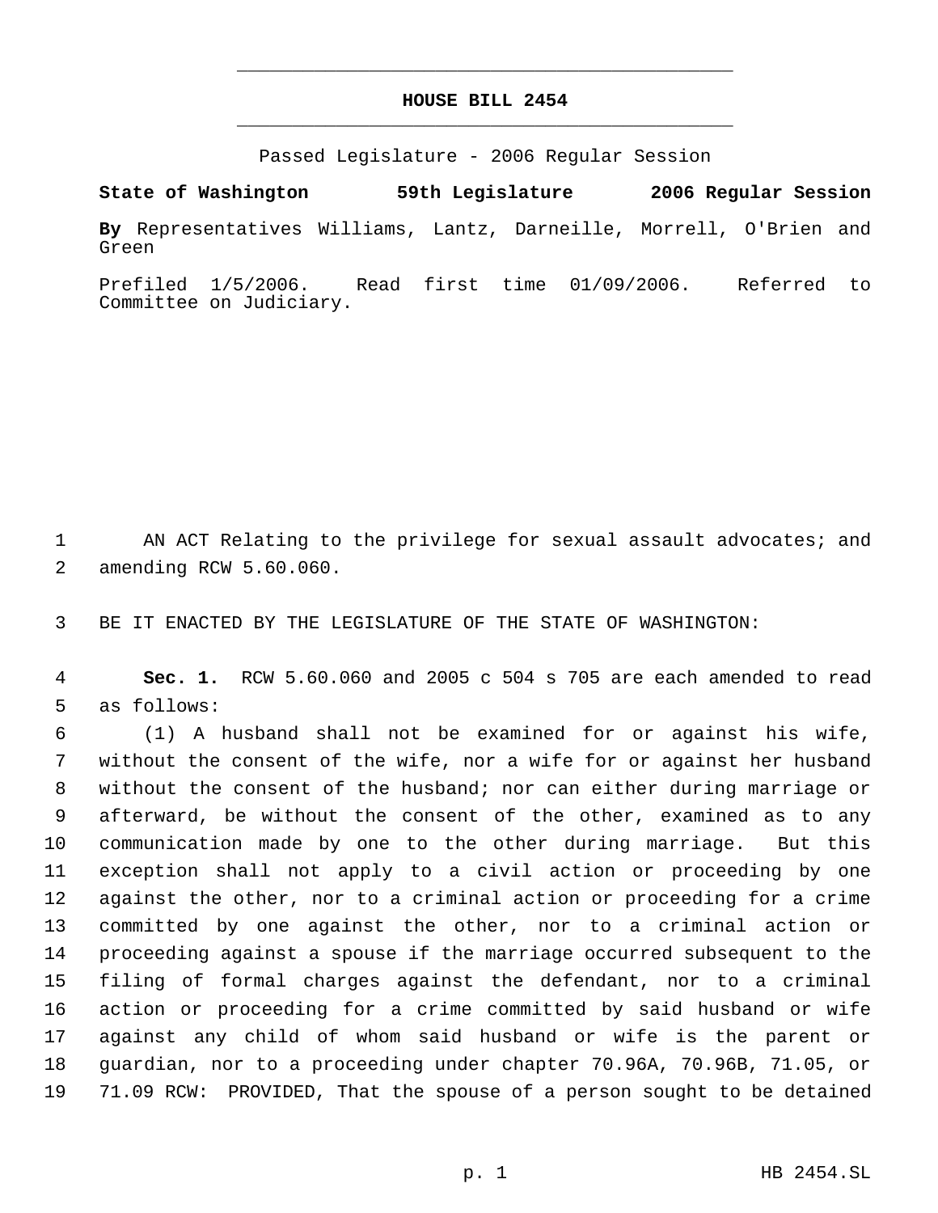# HOUSE BILL 2454

Passed Legislature - 2006 Regular Session

**State of Washington 59th Legislature 2006 Regular Session**

**By** Representatives Williams, Lantz, Darneille, Morrell, O'Brien and Green

Prefiled 1/5/2006. Read first time 01/09/2006. Referred to Committee on Judiciary.

1 AN ACT Relating to the privilege for sexual assault advocates; and
2 amending RCW 5.60.060.

3 BE IT ENACTED BY THE LEGISLATURE OF THE STATE OF WASHINGTON:

4 **Sec. 1.** RCW 5.60.060 and 2005 c 504 s 705 are each amended to read
5 as follows:

6 (1) A husband shall not be examined for or against his wife,
7 without the consent of the wife, nor a wife for or against her husband
8 without the consent of the husband; nor can either during marriage or
9 afterward, be without the consent of the other, examined as to any
10 communication made by one to the other during marriage. But this
11 exception shall not apply to a civil action or proceeding by one
12 against the other, nor to a criminal action or proceeding for a crime
13 committed by one against the other, nor to a criminal action or
14 proceeding against a spouse if the marriage occurred subsequent to the
15 filing of formal charges against the defendant, nor to a criminal
16 action or proceeding for a crime committed by said husband or wife
17 against any child of whom said husband or wife is the parent or
18 guardian, nor to a proceeding under chapter 70.96A, 70.96B, 71.05, or
19 71.09 RCW: PROVIDED, That the spouse of a person sought to be detained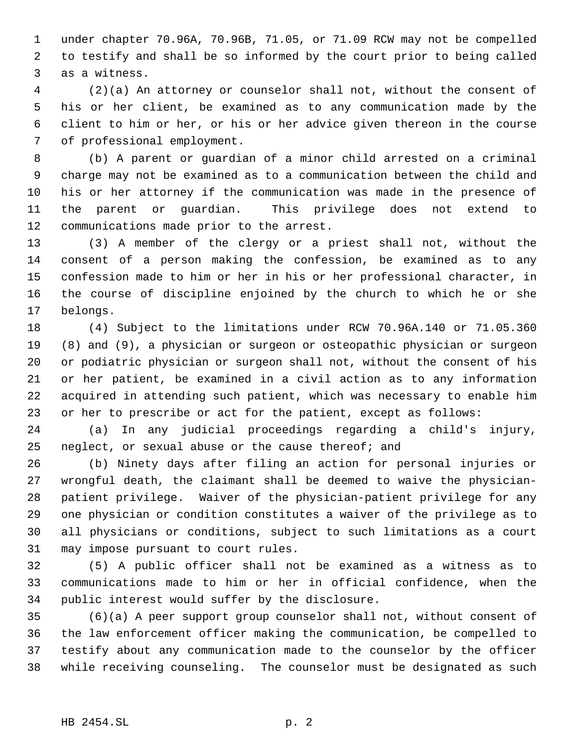under chapter 70.96A, 70.96B, 71.05, or 71.09 RCW may not be compelled to testify and shall be so informed by the court prior to being called as a witness.

(2)(a) An attorney or counselor shall not, without the consent of his or her client, be examined as to any communication made by the client to him or her, or his or her advice given thereon in the course of professional employment.

(b) A parent or guardian of a minor child arrested on a criminal charge may not be examined as to a communication between the child and his or her attorney if the communication was made in the presence of the parent or guardian. This privilege does not extend to communications made prior to the arrest.

(3) A member of the clergy or a priest shall not, without the consent of a person making the confession, be examined as to any confession made to him or her in his or her professional character, in the course of discipline enjoined by the church to which he or she belongs.

(4) Subject to the limitations under RCW 70.96A.140 or 71.05.360 (8) and (9), a physician or surgeon or osteopathic physician or surgeon or podiatric physician or surgeon shall not, without the consent of his or her patient, be examined in a civil action as to any information acquired in attending such patient, which was necessary to enable him or her to prescribe or act for the patient, except as follows:

(a) In any judicial proceedings regarding a child's injury, neglect, or sexual abuse or the cause thereof; and

(b) Ninety days after filing an action for personal injuries or wrongful death, the claimant shall be deemed to waive the physician-patient privilege. Waiver of the physician-patient privilege for any one physician or condition constitutes a waiver of the privilege as to all physicians or conditions, subject to such limitations as a court may impose pursuant to court rules.

(5) A public officer shall not be examined as a witness as to communications made to him or her in official confidence, when the public interest would suffer by the disclosure.

(6)(a) A peer support group counselor shall not, without consent of the law enforcement officer making the communication, be compelled to testify about any communication made to the counselor by the officer while receiving counseling. The counselor must be designated as such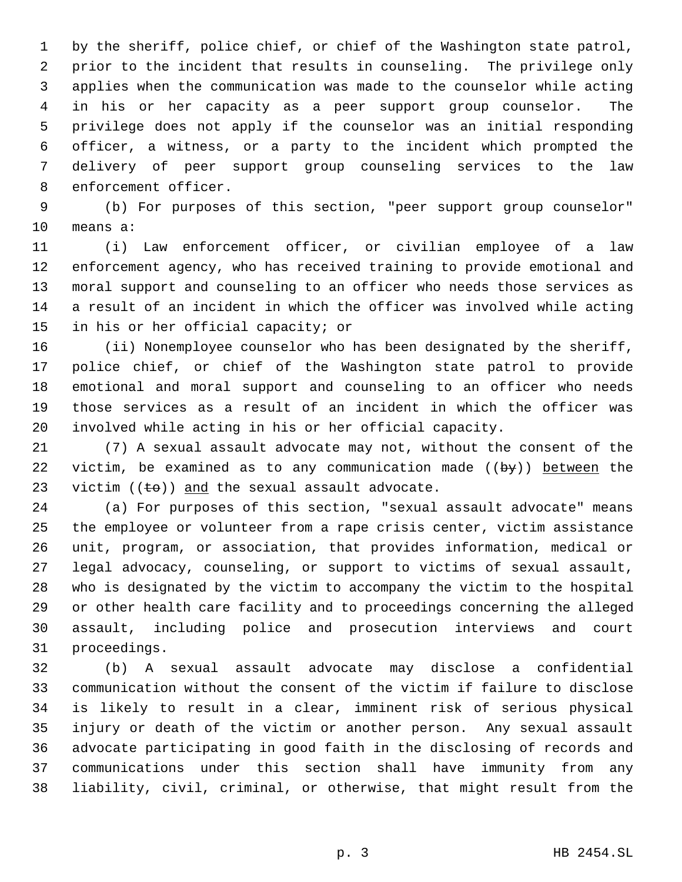by the sheriff, police chief, or chief of the Washington state patrol, prior to the incident that results in counseling. The privilege only applies when the communication was made to the counselor while acting in his or her capacity as a peer support group counselor. The privilege does not apply if the counselor was an initial responding officer, a witness, or a party to the incident which prompted the delivery of peer support group counseling services to the law enforcement officer.

(b) For purposes of this section, "peer support group counselor" means a:

(i) Law enforcement officer, or civilian employee of a law enforcement agency, who has received training to provide emotional and moral support and counseling to an officer who needs those services as a result of an incident in which the officer was involved while acting in his or her official capacity; or

(ii) Nonemployee counselor who has been designated by the sheriff, police chief, or chief of the Washington state patrol to provide emotional and moral support and counseling to an officer who needs those services as a result of an incident in which the officer was involved while acting in his or her official capacity.

(7) A sexual assault advocate may not, without the consent of the victim, be examined as to any communication made ((~~by~~)) <u>between</u> the victim ((~~to~~)) <u>and</u> the sexual assault advocate.

(a) For purposes of this section, "sexual assault advocate" means the employee or volunteer from a rape crisis center, victim assistance unit, program, or association, that provides information, medical or legal advocacy, counseling, or support to victims of sexual assault, who is designated by the victim to accompany the victim to the hospital or other health care facility and to proceedings concerning the alleged assault, including police and prosecution interviews and court proceedings.

(b) A sexual assault advocate may disclose a confidential communication without the consent of the victim if failure to disclose is likely to result in a clear, imminent risk of serious physical injury or death of the victim or another person. Any sexual assault advocate participating in good faith in the disclosing of records and communications under this section shall have immunity from any liability, civil, criminal, or otherwise, that might result from the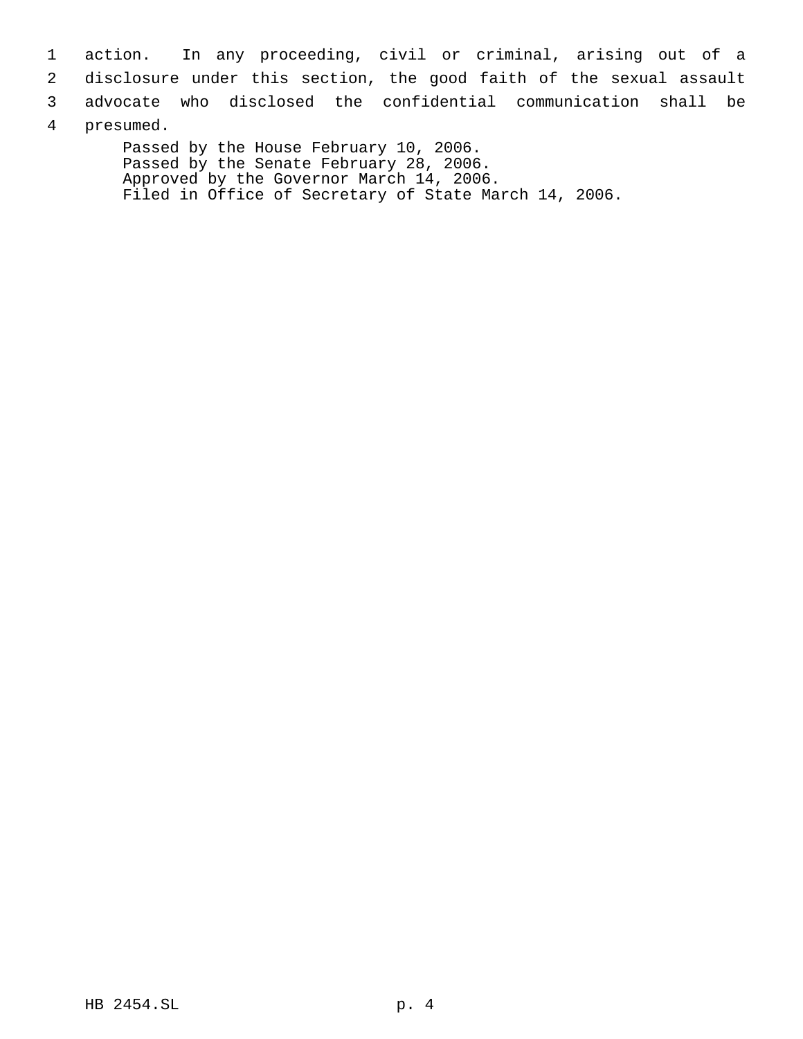action. In any proceeding, civil or criminal, arising out of a disclosure under this section, the good faith of the sexual assault advocate who disclosed the confidential communication shall be presumed.

Passed by the House February 10, 2006.
Passed by the Senate February 28, 2006.
Approved by the Governor March 14, 2006.
Filed in Office of Secretary of State March 14, 2006.